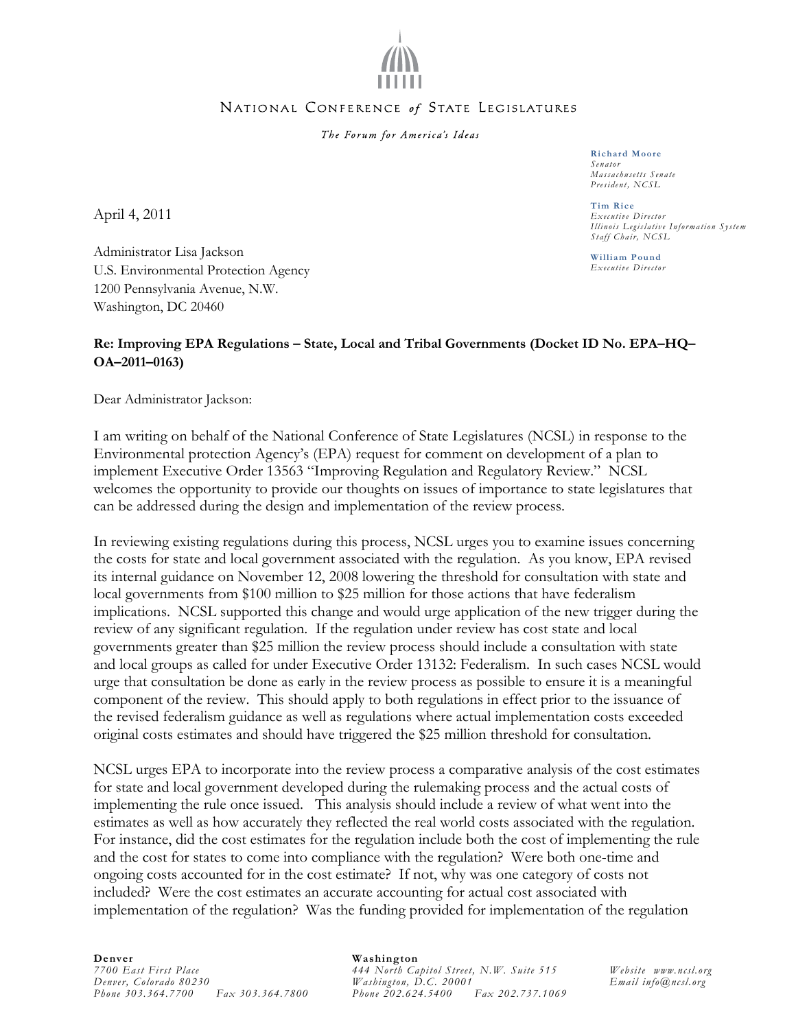NATIONAL CONFERENCE *of* STATE LEGISLATURES

*The Forum for America's Ideas*

**Richard Moore**
*Senator*
*Massachusetts Senate*
*President, NCSL*

**Tim Rice**
*Executive Director*
*Illinois Legislative Information System*
*Staff Chair, NCSL*

**William Pound**
*Executive Director*

April 4, 2011

Administrator Lisa Jackson
U.S. Environmental Protection Agency
1200 Pennsylvania Avenue, N.W.
Washington, DC 20460

**Re: Improving EPA Regulations – State, Local and Tribal Governments (Docket ID No. EPA–HQ–OA–2011–0163)**

Dear Administrator Jackson:

I am writing on behalf of the National Conference of State Legislatures (NCSL) in response to the Environmental protection Agency's (EPA) request for comment on development of a plan to implement Executive Order 13563 "Improving Regulation and Regulatory Review." NCSL welcomes the opportunity to provide our thoughts on issues of importance to state legislatures that can be addressed during the design and implementation of the review process.

In reviewing existing regulations during this process, NCSL urges you to examine issues concerning the costs for state and local government associated with the regulation. As you know, EPA revised its internal guidance on November 12, 2008 lowering the threshold for consultation with state and local governments from $100 million to $25 million for those actions that have federalism implications. NCSL supported this change and would urge application of the new trigger during the review of any significant regulation. If the regulation under review has cost state and local governments greater than $25 million the review process should include a consultation with state and local groups as called for under Executive Order 13132: Federalism. In such cases NCSL would urge that consultation be done as early in the review process as possible to ensure it is a meaningful component of the review. This should apply to both regulations in effect prior to the issuance of the revised federalism guidance as well as regulations where actual implementation costs exceeded original costs estimates and should have triggered the $25 million threshold for consultation.

NCSL urges EPA to incorporate into the review process a comparative analysis of the cost estimates for state and local government developed during the rulemaking process and the actual costs of implementing the rule once issued. This analysis should include a review of what went into the estimates as well as how accurately they reflected the real world costs associated with the regulation. For instance, did the cost estimates for the regulation include both the cost of implementing the rule and the cost for states to come into compliance with the regulation? Were both one-time and ongoing costs accounted for in the cost estimate? If not, why was one category of costs not included? Were the cost estimates an accurate accounting for actual cost associated with implementation of the regulation? Was the funding provided for implementation of the regulation

**Denver**
*7700 East First Place*
*Denver, Colorado 80230*
*Phone 303.364.7700 Fax 303.364.7800*

**Washington**
*444 North Capitol Street, N.W. Suite 515*
*Washington, D.C. 20001*
*Phone 202.624.5400 Fax 202.737.1069*

*Website www.ncsl.org*
*Email info@ncsl.org*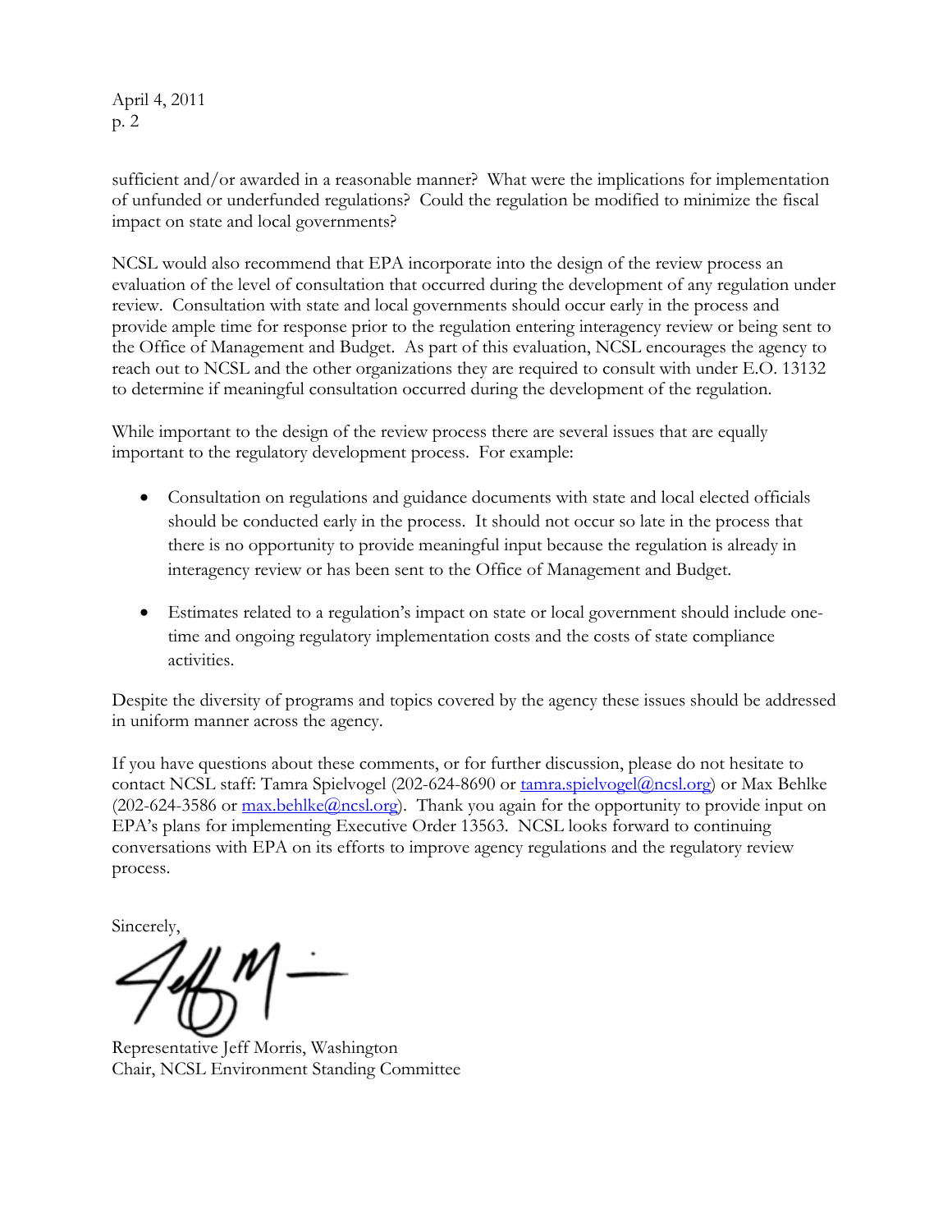sufficient and/or awarded in a reasonable manner? What were the implications for implementation of unfunded or underfunded regulations? Could the regulation be modified to minimize the fiscal impact on state and local governments?

NCSL would also recommend that EPA incorporate into the design of the review process an evaluation of the level of consultation that occurred during the development of any regulation under review. Consultation with state and local governments should occur early in the process and provide ample time for response prior to the regulation entering interagency review or being sent to the Office of Management and Budget. As part of this evaluation, NCSL encourages the agency to reach out to NCSL and the other organizations they are required to consult with under E.O. 13132 to determine if meaningful consultation occurred during the development of the regulation.

While important to the design of the review process there are several issues that are equally important to the regulatory development process. For example:

- Consultation on regulations and guidance documents with state and local elected officials should be conducted early in the process. It should not occur so late in the process that there is no opportunity to provide meaningful input because the regulation is already in interagency review or has been sent to the Office of Management and Budget.

- Estimates related to a regulation's impact on state or local government should include one-time and ongoing regulatory implementation costs and the costs of state compliance activities.

Despite the diversity of programs and topics covered by the agency these issues should be addressed in uniform manner across the agency.

If you have questions about these comments, or for further discussion, please do not hesitate to contact NCSL staff: Tamra Spielvogel (202-624-8690 or tamra.spielvogel@ncsl.org) or Max Behlke (202-624-3586 or max.behlke@ncsl.org). Thank you again for the opportunity to provide input on EPA's plans for implementing Executive Order 13563. NCSL looks forward to continuing conversations with EPA on its efforts to improve agency regulations and the regulatory review process.

Sincerely,

Representative Jeff Morris, Washington
Chair, NCSL Environment Standing Committee